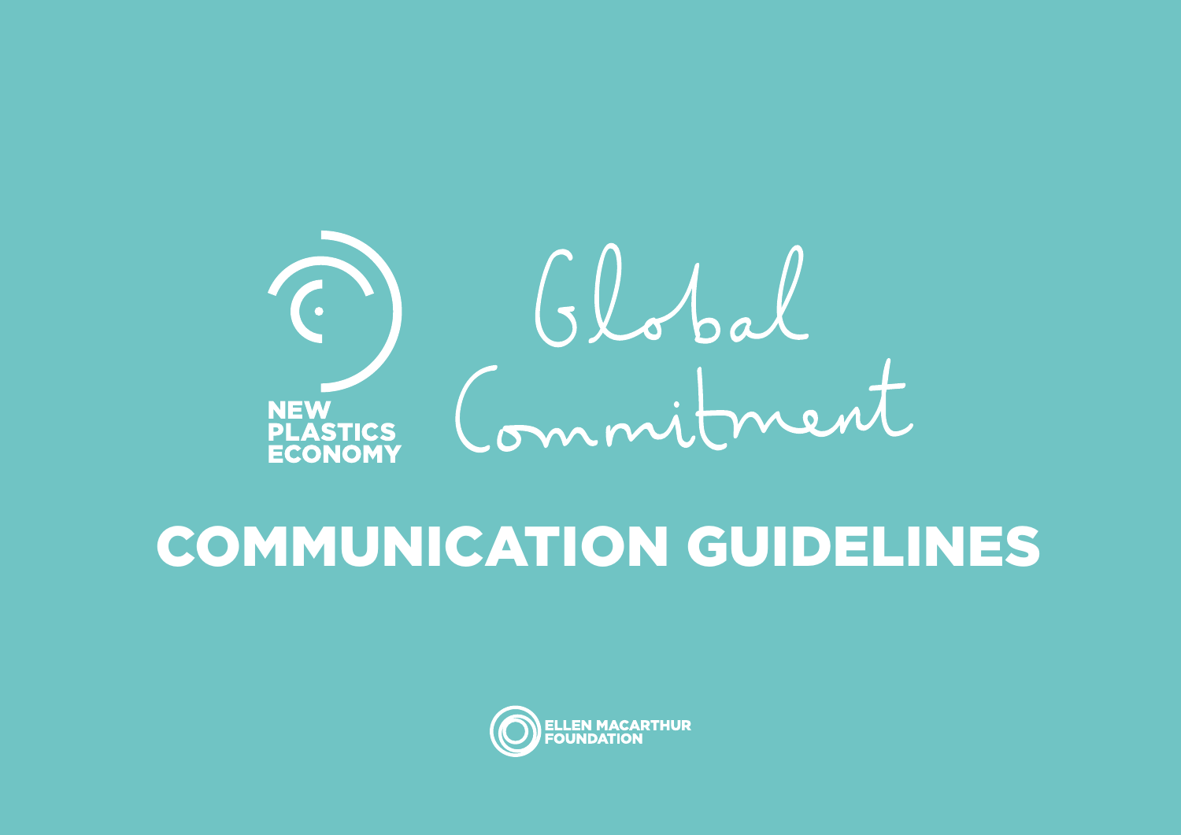NEW PLASTICS ECONOMY

Global Commitment

# COMMUNICATION GUIDELINES

ELLEN MACARTHUR FOUNDATION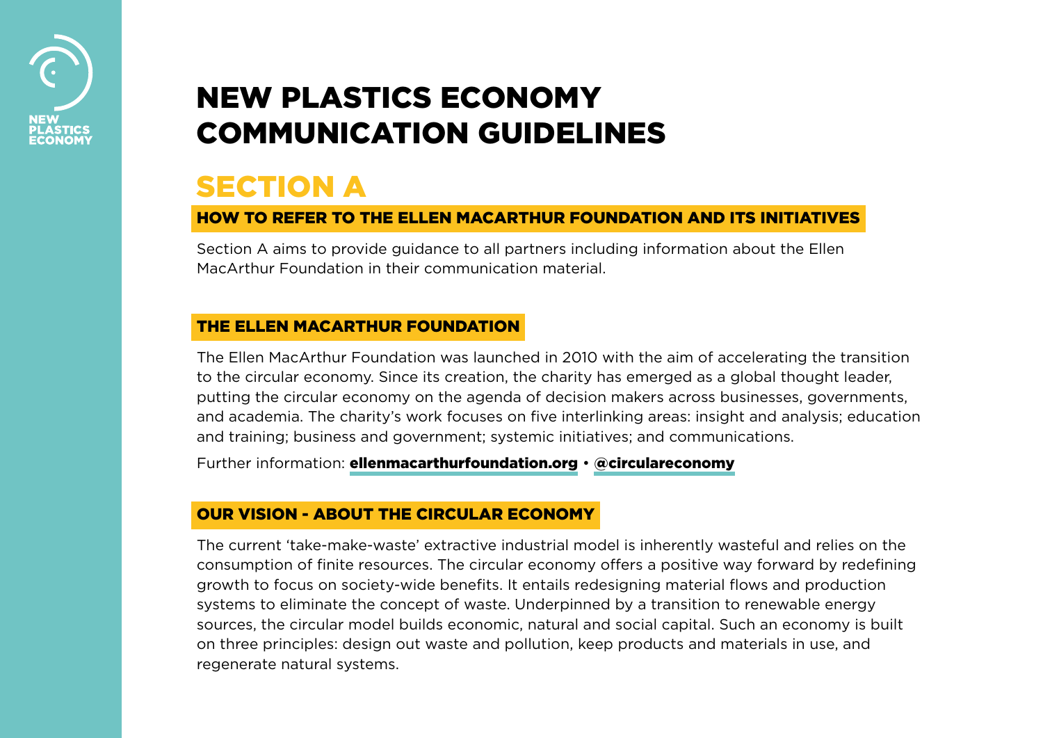# NEW PLASTICS ECONOMY COMMUNICATION GUIDELINES

## SECTION A

### HOW TO REFER TO THE ELLEN MACARTHUR FOUNDATION AND ITS INITIATIVES

Section A aims to provide guidance to all partners including information about the Ellen MacArthur Foundation in their communication material.

### THE ELLEN MACARTHUR FOUNDATION

The Ellen MacArthur Foundation was launched in 2010 with the aim of accelerating the transition to the circular economy. Since its creation, the charity has emerged as a global thought leader, putting the circular economy on the agenda of decision makers across businesses, governments, and academia. The charity's work focuses on five interlinking areas: insight and analysis; education and training; business and government; systemic initiatives; and communications.

Further information: **ellenmacarthurfoundation.org** • **@circulareconomy**

### OUR VISION - ABOUT THE CIRCULAR ECONOMY

The current 'take-make-waste' extractive industrial model is inherently wasteful and relies on the consumption of finite resources. The circular economy offers a positive way forward by redefining growth to focus on society-wide benefits. It entails redesigning material flows and production systems to eliminate the concept of waste. Underpinned by a transition to renewable energy sources, the circular model builds economic, natural and social capital. Such an economy is built on three principles: design out waste and pollution, keep products and materials in use, and regenerate natural systems.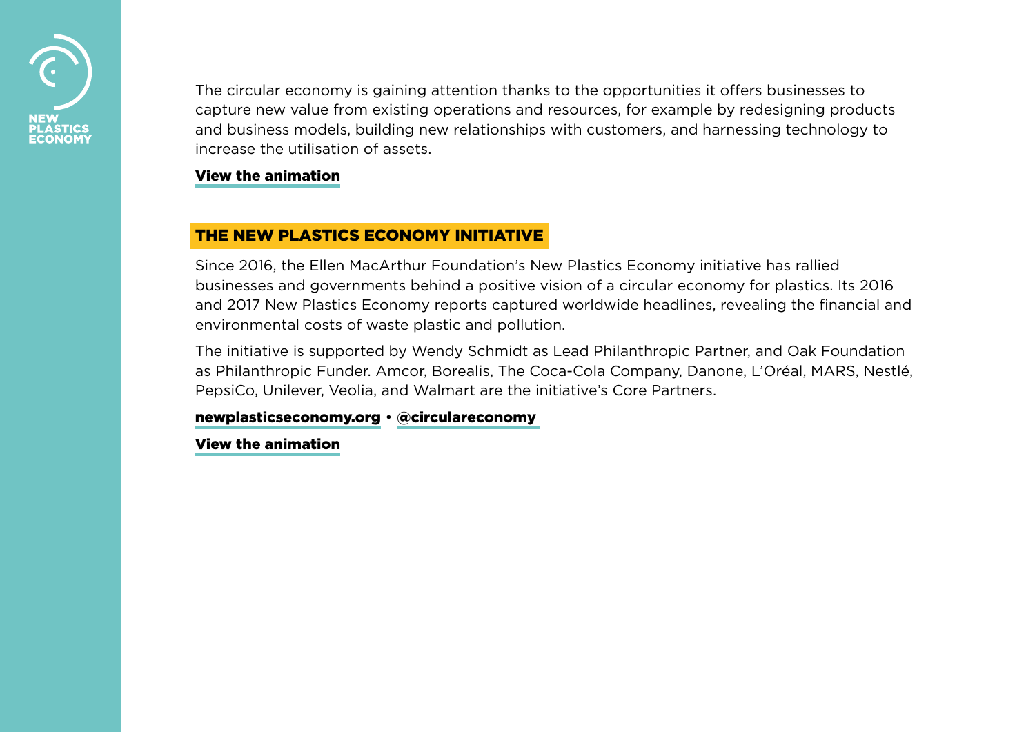The circular economy is gaining attention thanks to the opportunities it offers businesses to capture new value from existing operations and resources, for example by redesigning products and business models, building new relationships with customers, and harnessing technology to increase the utilisation of assets.

**View the animation**

## THE NEW PLASTICS ECONOMY INITIATIVE

Since 2016, the Ellen MacArthur Foundation's New Plastics Economy initiative has rallied businesses and governments behind a positive vision of a circular economy for plastics. Its 2016 and 2017 New Plastics Economy reports captured worldwide headlines, revealing the financial and environmental costs of waste plastic and pollution.

The initiative is supported by Wendy Schmidt as Lead Philanthropic Partner, and Oak Foundation as Philanthropic Funder. Amcor, Borealis, The Coca-Cola Company, Danone, L'Oréal, MARS, Nestlé, PepsiCo, Unilever, Veolia, and Walmart are the initiative's Core Partners.

**newplasticseconomy.org** • **@circulareconomy**

**View the animation**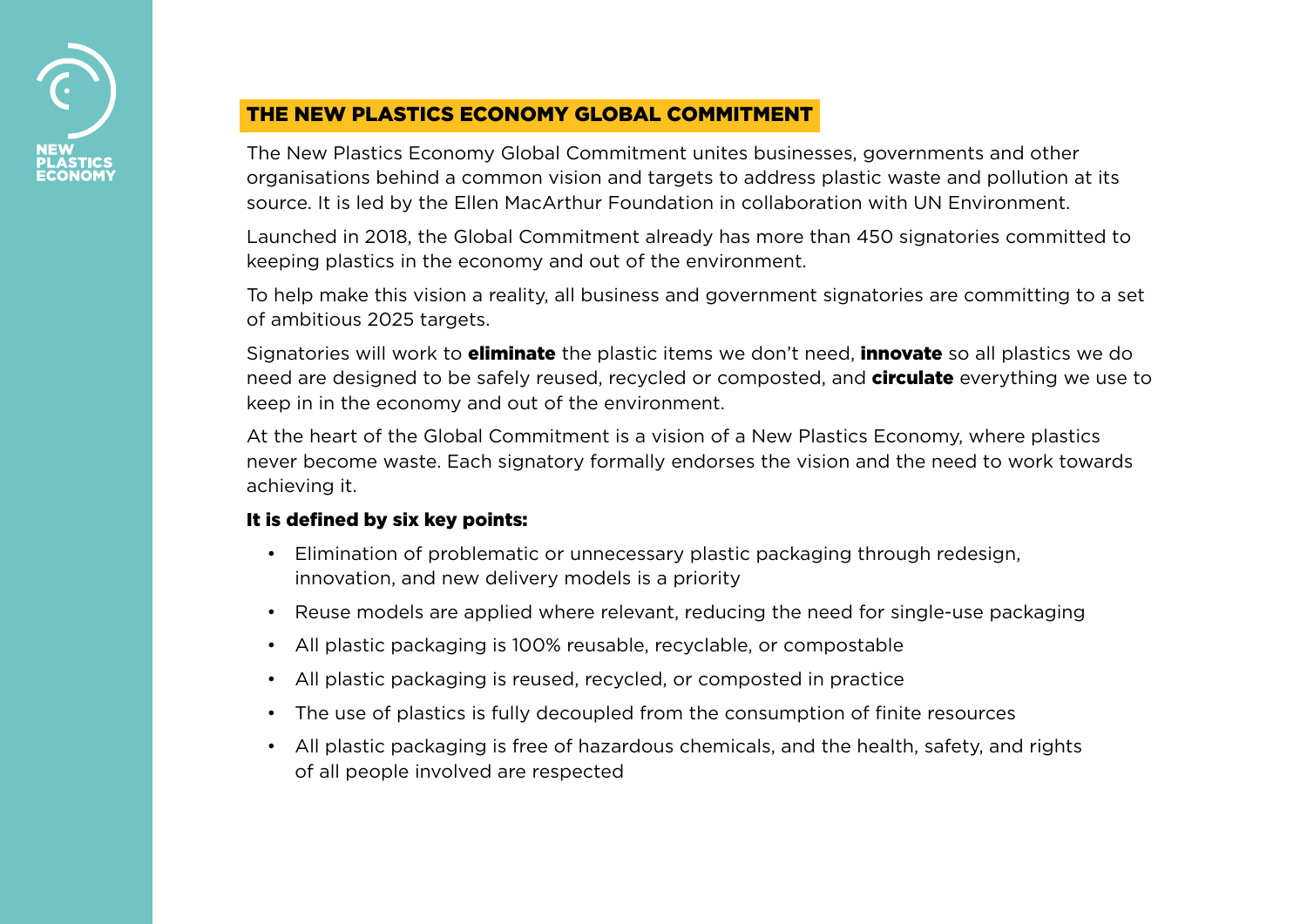## THE NEW PLASTICS ECONOMY GLOBAL COMMITMENT

The New Plastics Economy Global Commitment unites businesses, governments and other organisations behind a common vision and targets to address plastic waste and pollution at its source. It is led by the Ellen MacArthur Foundation in collaboration with UN Environment.

Launched in 2018, the Global Commitment already has more than 450 signatories committed to keeping plastics in the economy and out of the environment.

To help make this vision a reality, all business and government signatories are committing to a set of ambitious 2025 targets.

Signatories will work to **eliminate** the plastic items we don't need, **innovate** so all plastics we do need are designed to be safely reused, recycled or composted, and **circulate** everything we use to keep in in the economy and out of the environment.

At the heart of the Global Commitment is a vision of a New Plastics Economy, where plastics never become waste. Each signatory formally endorses the vision and the need to work towards achieving it.

**It is defined by six key points:**

- Elimination of problematic or unnecessary plastic packaging through redesign, innovation, and new delivery models is a priority
- Reuse models are applied where relevant, reducing the need for single-use packaging
- All plastic packaging is 100% reusable, recyclable, or compostable
- All plastic packaging is reused, recycled, or composted in practice
- The use of plastics is fully decoupled from the consumption of finite resources
- All plastic packaging is free of hazardous chemicals, and the health, safety, and rights of all people involved are respected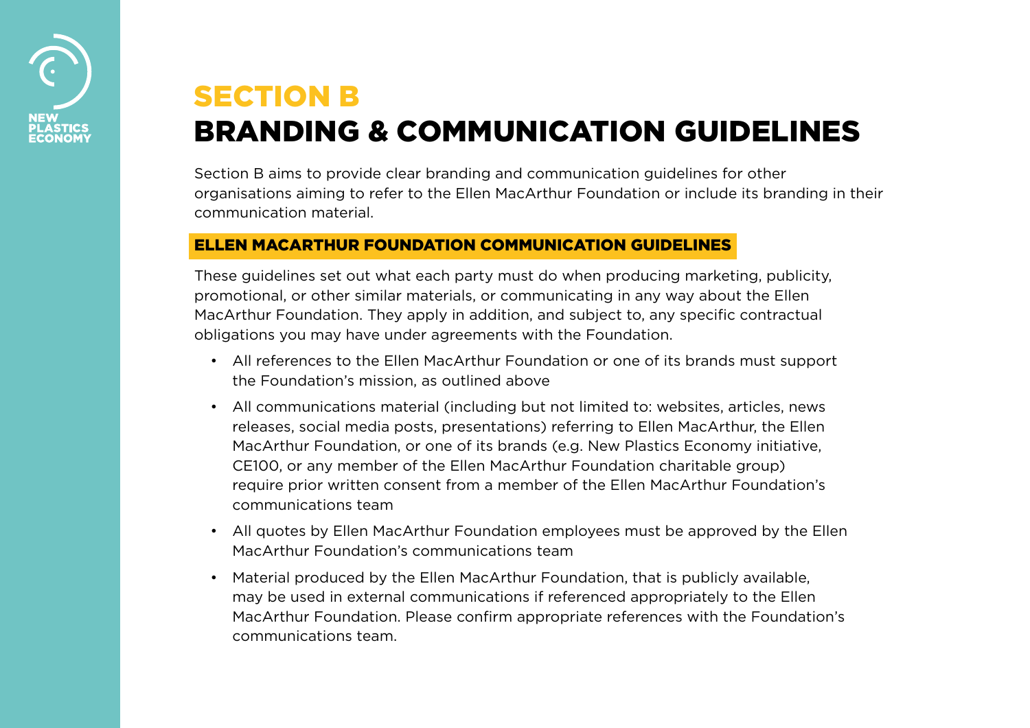# SECTION B
# BRANDING & COMMUNICATION GUIDELINES

Section B aims to provide clear branding and communication guidelines for other organisations aiming to refer to the Ellen MacArthur Foundation or include its branding in their communication material.

## ELLEN MACARTHUR FOUNDATION COMMUNICATION GUIDELINES

These guidelines set out what each party must do when producing marketing, publicity, promotional, or other similar materials, or communicating in any way about the Ellen MacArthur Foundation. They apply in addition, and subject to, any specific contractual obligations you may have under agreements with the Foundation.

- All references to the Ellen MacArthur Foundation or one of its brands must support the Foundation's mission, as outlined above
- All communications material (including but not limited to: websites, articles, news releases, social media posts, presentations) referring to Ellen MacArthur, the Ellen MacArthur Foundation, or one of its brands (e.g. New Plastics Economy initiative, CE100, or any member of the Ellen MacArthur Foundation charitable group) require prior written consent from a member of the Ellen MacArthur Foundation's communications team
- All quotes by Ellen MacArthur Foundation employees must be approved by the Ellen MacArthur Foundation's communications team
- Material produced by the Ellen MacArthur Foundation, that is publicly available, may be used in external communications if referenced appropriately to the Ellen MacArthur Foundation. Please confirm appropriate references with the Foundation's communications team.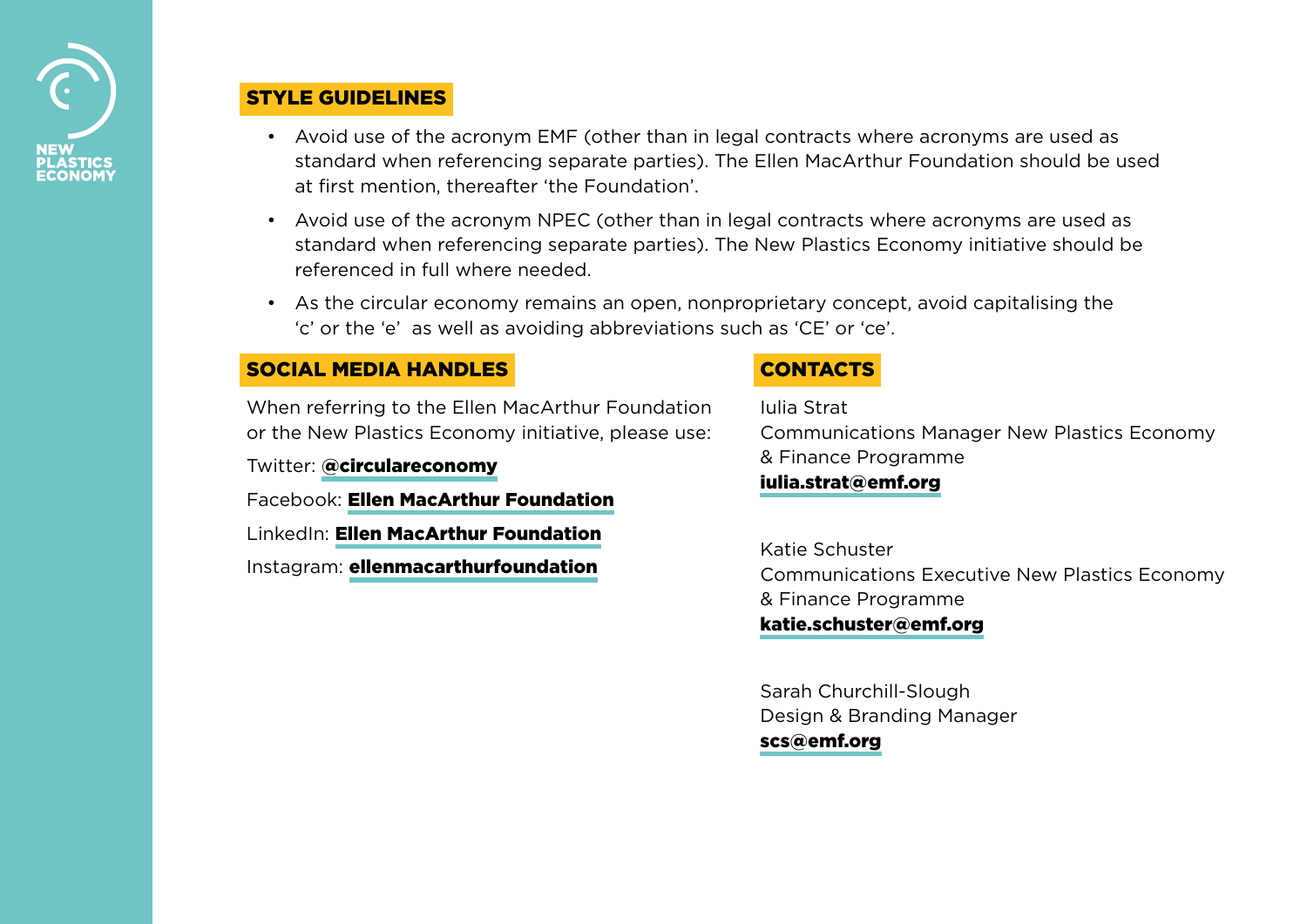## STYLE GUIDELINES

- Avoid use of the acronym EMF (other than in legal contracts where acronyms are used as standard when referencing separate parties). The Ellen MacArthur Foundation should be used at first mention, thereafter 'the Foundation'.
- Avoid use of the acronym NPEC (other than in legal contracts where acronyms are used as standard when referencing separate parties). The New Plastics Economy initiative should be referenced in full where needed.
- As the circular economy remains an open, nonproprietary concept, avoid capitalising the 'c' or the 'e' as well as avoiding abbreviations such as 'CE' or 'ce'.

## SOCIAL MEDIA HANDLES

When referring to the Ellen MacArthur Foundation or the New Plastics Economy initiative, please use:

Twitter: **@circulareconomy**

Facebook: **Ellen MacArthur Foundation**

LinkedIn: **Ellen MacArthur Foundation**

Instagram: **ellenmacarthurfoundation**

## CONTACTS

Iulia Strat
Communications Manager New Plastics Economy & Finance Programme
**iulia.strat@emf.org**

Katie Schuster
Communications Executive New Plastics Economy & Finance Programme
**katie.schuster@emf.org**

Sarah Churchill-Slough
Design & Branding Manager
**scs@emf.org**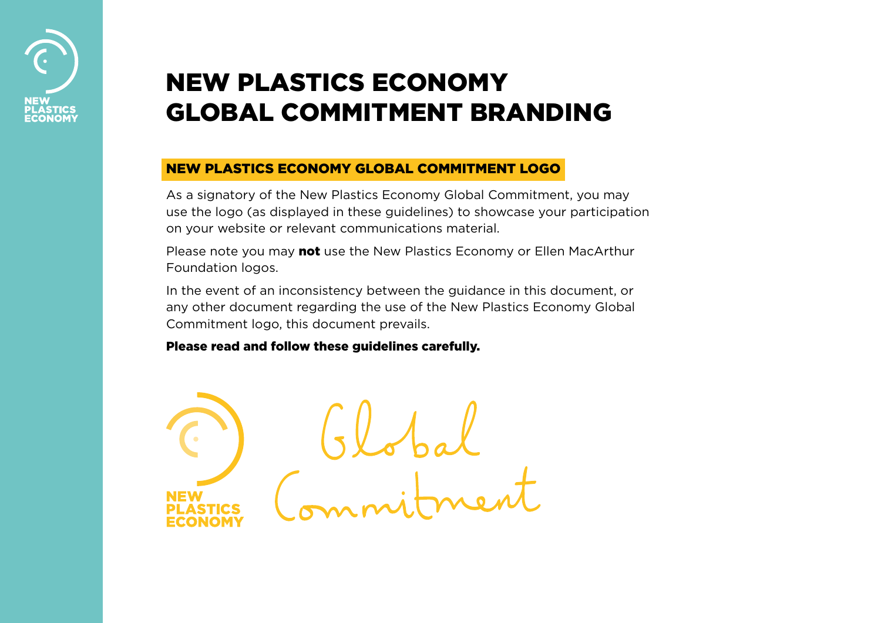# NEW PLASTICS ECONOMY GLOBAL COMMITMENT BRANDING

## NEW PLASTICS ECONOMY GLOBAL COMMITMENT LOGO

As a signatory of the New Plastics Economy Global Commitment, you may use the logo (as displayed in these guidelines) to showcase your participation on your website or relevant communications material.

Please note you may **not** use the New Plastics Economy or Ellen MacArthur Foundation logos.

In the event of an inconsistency between the guidance in this document, or any other document regarding the use of the New Plastics Economy Global Commitment logo, this document prevails.

**Please read and follow these guidelines carefully.**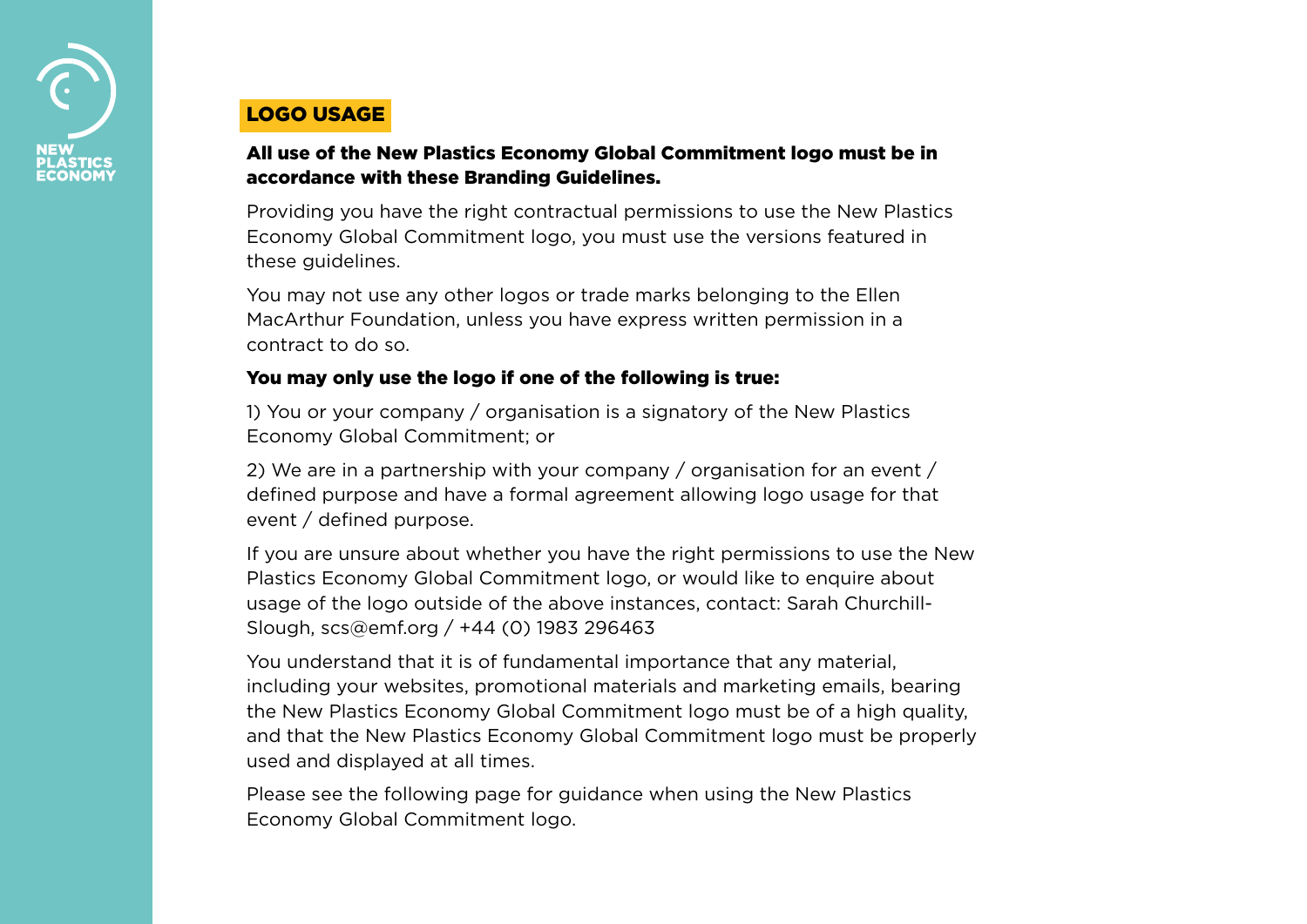## LOGO USAGE

**All use of the New Plastics Economy Global Commitment logo must be in accordance with these Branding Guidelines.**

Providing you have the right contractual permissions to use the New Plastics Economy Global Commitment logo, you must use the versions featured in these guidelines.

You may not use any other logos or trade marks belonging to the Ellen MacArthur Foundation, unless you have express written permission in a contract to do so.

**You may only use the logo if one of the following is true:**

1) You or your company / organisation is a signatory of the New Plastics Economy Global Commitment; or

2) We are in a partnership with your company / organisation for an event / defined purpose and have a formal agreement allowing logo usage for that event / defined purpose.

If you are unsure about whether you have the right permissions to use the New Plastics Economy Global Commitment logo, or would like to enquire about usage of the logo outside of the above instances, contact: Sarah Churchill-Slough, scs@emf.org / +44 (0) 1983 296463

You understand that it is of fundamental importance that any material, including your websites, promotional materials and marketing emails, bearing the New Plastics Economy Global Commitment logo must be of a high quality, and that the New Plastics Economy Global Commitment logo must be properly used and displayed at all times.

Please see the following page for guidance when using the New Plastics Economy Global Commitment logo.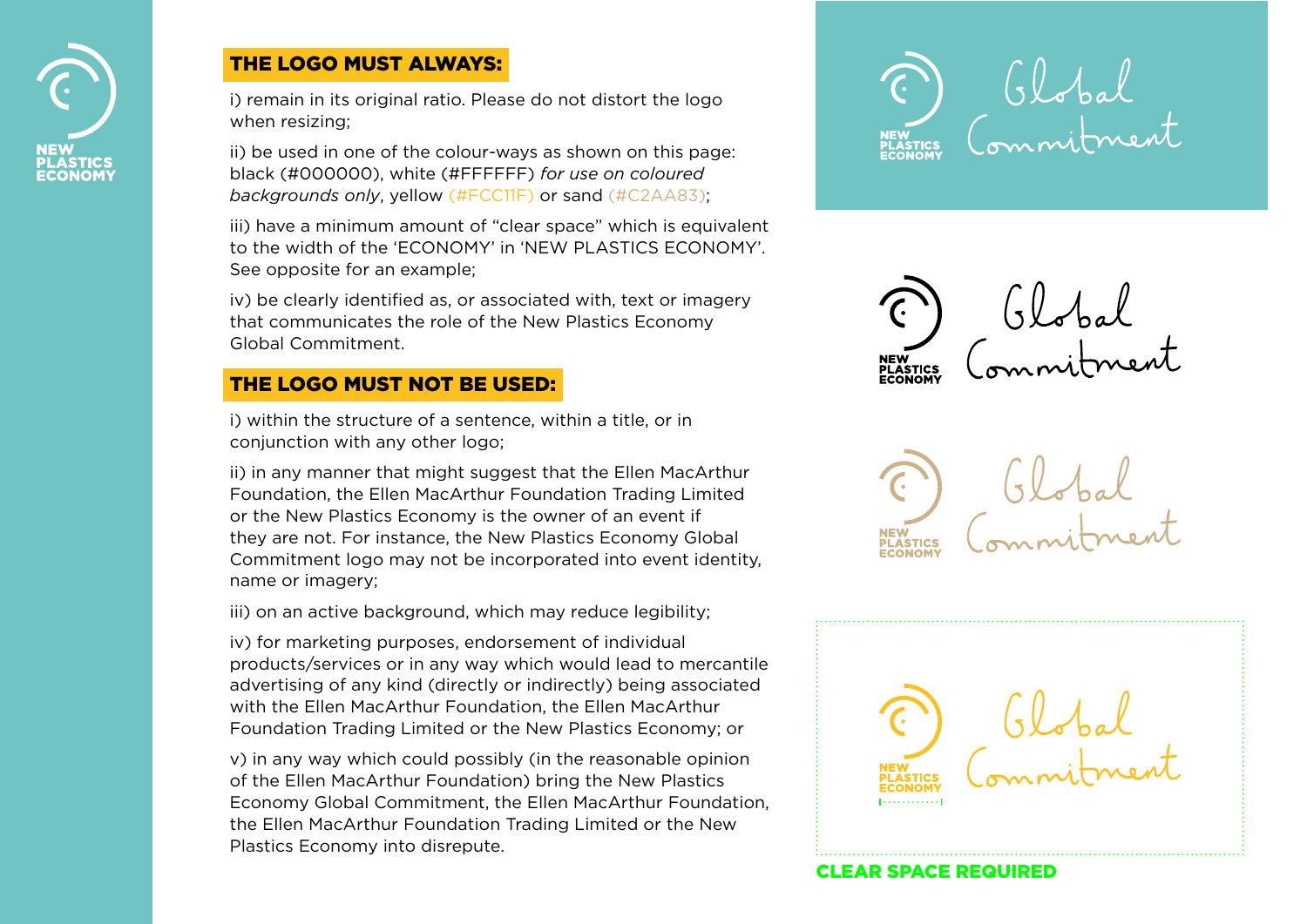## THE LOGO MUST ALWAYS:

i) remain in its original ratio. Please do not distort the logo when resizing;

ii) be used in one of the colour-ways as shown on this page: black (#000000), white (#FFFFFF) *for use on coloured backgrounds only*, yellow (#FCC11F) or sand (#C2AA83);

iii) have a minimum amount of "clear space" which is equivalent to the width of the 'ECONOMY' in 'NEW PLASTICS ECONOMY'. See opposite for an example;

iv) be clearly identified as, or associated with, text or imagery that communicates the role of the New Plastics Economy Global Commitment.

## THE LOGO MUST NOT BE USED:

i) within the structure of a sentence, within a title, or in conjunction with any other logo;

ii) in any manner that might suggest that the Ellen MacArthur Foundation, the Ellen MacArthur Foundation Trading Limited or the New Plastics Economy is the owner of an event if they are not. For instance, the New Plastics Economy Global Commitment logo may not be incorporated into event identity, name or imagery;

iii) on an active background, which may reduce legibility;

iv) for marketing purposes, endorsement of individual products/services or in any way which would lead to mercantile advertising of any kind (directly or indirectly) being associated with the Ellen MacArthur Foundation, the Ellen MacArthur Foundation Trading Limited or the New Plastics Economy; or

v) in any way which could possibly (in the reasonable opinion of the Ellen MacArthur Foundation) bring the New Plastics Economy Global Commitment, the Ellen MacArthur Foundation, the Ellen MacArthur Foundation Trading Limited or the New Plastics Economy into disrepute.

CLEAR SPACE REQUIRED